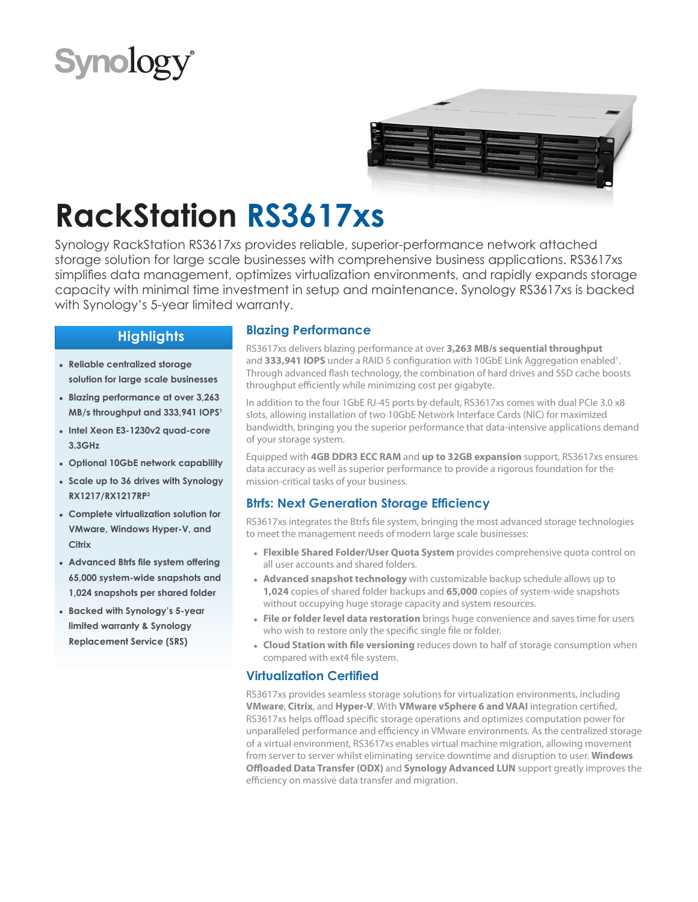Synology®

# RackStation RS3617xs

Synology RackStation RS3617xs provides reliable, superior-performance network attached storage solution for large scale businesses with comprehensive business applications. RS3617xs simplifies data management, optimizes virtualization environments, and rapidly expands storage capacity with minimal time investment in setup and maintenance. Synology RS3617xs is backed with Synology's 5-year limited warranty.

## Highlights

- **Reliable centralized storage solution for large scale businesses**
- **Blazing performance at over 3,263 MB/s throughput and 333,941 IOPS[1]**
- **Intel Xeon E3-1230v2 quad-core 3.3GHz**
- **Optional 10GbE network capability**
- **Scale up to 36 drives with Synology RX1217/RX1217RP[2]**
- **Complete virtualization solution for VMware, Windows Hyper-V, and Citrix**
- **Advanced Btrfs file system offering 65,000 system-wide snapshots and 1,024 snapshots per shared folder**
- **Backed with Synology's 5-year limited warranty & Synology Replacement Service (SRS)**

## Blazing Performance

RS3617xs delivers blazing performance at over **3,263 MB/s sequential throughput** and **333,941 IOPS** under a RAID 5 configuration with 10GbE Link Aggregation enabled[1]. Through advanced flash technology, the combination of hard drives and SSD cache boosts throughput efficiently while minimizing cost per gigabyte.

In addition to the four 1GbE RJ-45 ports by default, RS3617xs comes with dual PCIe 3.0 x8 slots, allowing installation of two 10GbE Network Interface Cards (NIC) for maximized bandwidth, bringing you the superior performance that data-intensive applications demand of your storage system.

Equipped with **4GB DDR3 ECC RAM** and **up to 32GB expansion** support, RS3617xs ensures data accuracy as well as superior performance to provide a rigorous foundation for the mission-critical tasks of your business.

## Btrfs: Next Generation Storage Efficiency

RS3617xs integrates the Btrfs file system, bringing the most advanced storage technologies to meet the management needs of modern large scale businesses:

- **Flexible Shared Folder/User Quota System** provides comprehensive quota control on all user accounts and shared folders.
- **Advanced snapshot technology** with customizable backup schedule allows up to **1,024** copies of shared folder backups and **65,000** copies of system-wide snapshots without occupying huge storage capacity and system resources.
- **File or folder level data restoration** brings huge convenience and saves time for users who wish to restore only the specific single file or folder.
- **Cloud Station with file versioning** reduces down to half of storage consumption when compared with ext4 file system.

## Virtualization Certified

RS3617xs provides seamless storage solutions for virtualization environments, including **VMware**, **Citrix**, and **Hyper-V**. With **VMware vSphere 6 and VAAI** integration certified, RS3617xs helps offload specific storage operations and optimizes computation power for unparalleled performance and efficiency in VMware environments. As the centralized storage of a virtual environment, RS3617xs enables virtual machine migration, allowing movement from server to server whilst eliminating service downtime and disruption to user. **Windows Offloaded Data Transfer (ODX)** and **Synology Advanced LUN** support greatly improves the efficiency on massive data transfer and migration.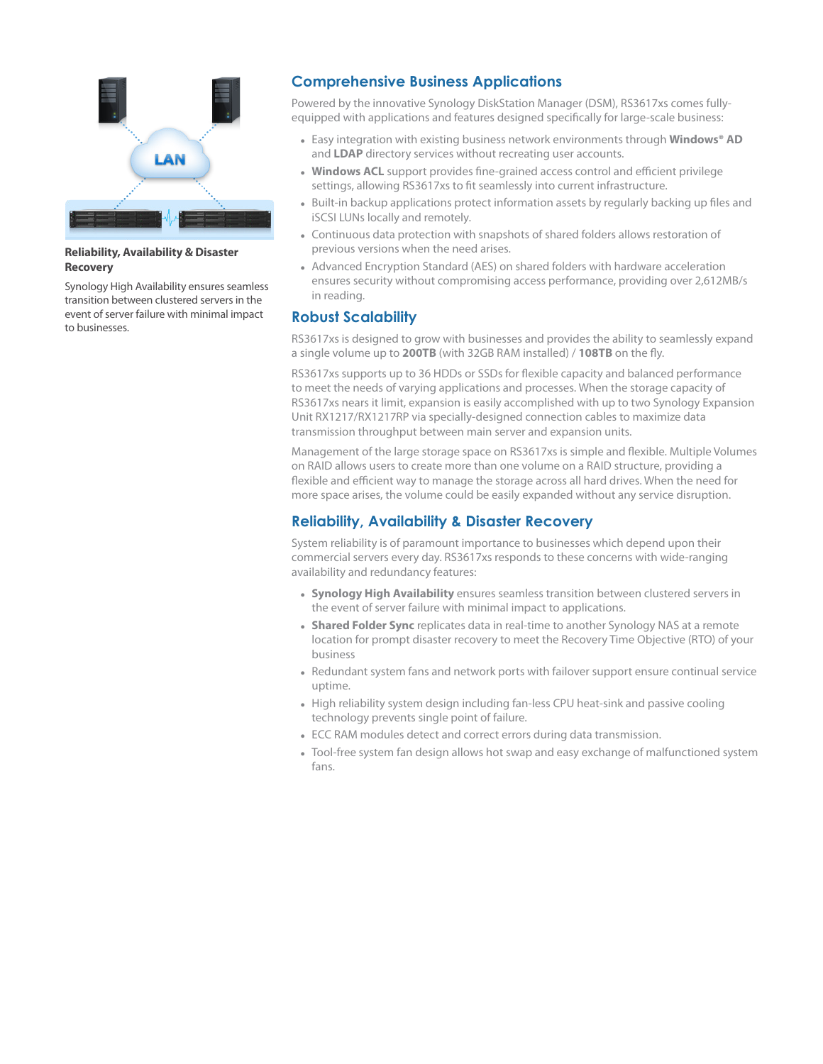**Reliability, Availability & Disaster Recovery**

Synology High Availability ensures seamless transition between clustered servers in the event of server failure with minimal impact to businesses.

## Comprehensive Business Applications

Powered by the innovative Synology DiskStation Manager (DSM), RS3617xs comes fully-equipped with applications and features designed specifically for large-scale business:

- Easy integration with existing business network environments through **Windows® AD** and **LDAP** directory services without recreating user accounts.
- **Windows ACL** support provides fine-grained access control and efficient privilege settings, allowing RS3617xs to fit seamlessly into current infrastructure.
- Built-in backup applications protect information assets by regularly backing up files and iSCSI LUNs locally and remotely.
- Continuous data protection with snapshots of shared folders allows restoration of previous versions when the need arises.
- Advanced Encryption Standard (AES) on shared folders with hardware acceleration ensures security without compromising access performance, providing over 2,612MB/s in reading.

## Robust Scalability

RS3617xs is designed to grow with businesses and provides the ability to seamlessly expand a single volume up to **200TB** (with 32GB RAM installed) / **108TB** on the fly.

RS3617xs supports up to 36 HDDs or SSDs for flexible capacity and balanced performance to meet the needs of varying applications and processes. When the storage capacity of RS3617xs nears it limit, expansion is easily accomplished with up to two Synology Expansion Unit RX1217/RX1217RP via specially-designed connection cables to maximize data transmission throughput between main server and expansion units.

Management of the large storage space on RS3617xs is simple and flexible. Multiple Volumes on RAID allows users to create more than one volume on a RAID structure, providing a flexible and efficient way to manage the storage across all hard drives. When the need for more space arises, the volume could be easily expanded without any service disruption.

## Reliability, Availability & Disaster Recovery

System reliability is of paramount importance to businesses which depend upon their commercial servers every day. RS3617xs responds to these concerns with wide-ranging availability and redundancy features:

- **Synology High Availability** ensures seamless transition between clustered servers in the event of server failure with minimal impact to applications.
- **Shared Folder Sync** replicates data in real-time to another Synology NAS at a remote location for prompt disaster recovery to meet the Recovery Time Objective (RTO) of your business
- Redundant system fans and network ports with failover support ensure continual service uptime.
- High reliability system design including fan-less CPU heat-sink and passive cooling technology prevents single point of failure.
- ECC RAM modules detect and correct errors during data transmission.
- Tool-free system fan design allows hot swap and easy exchange of malfunctioned system fans.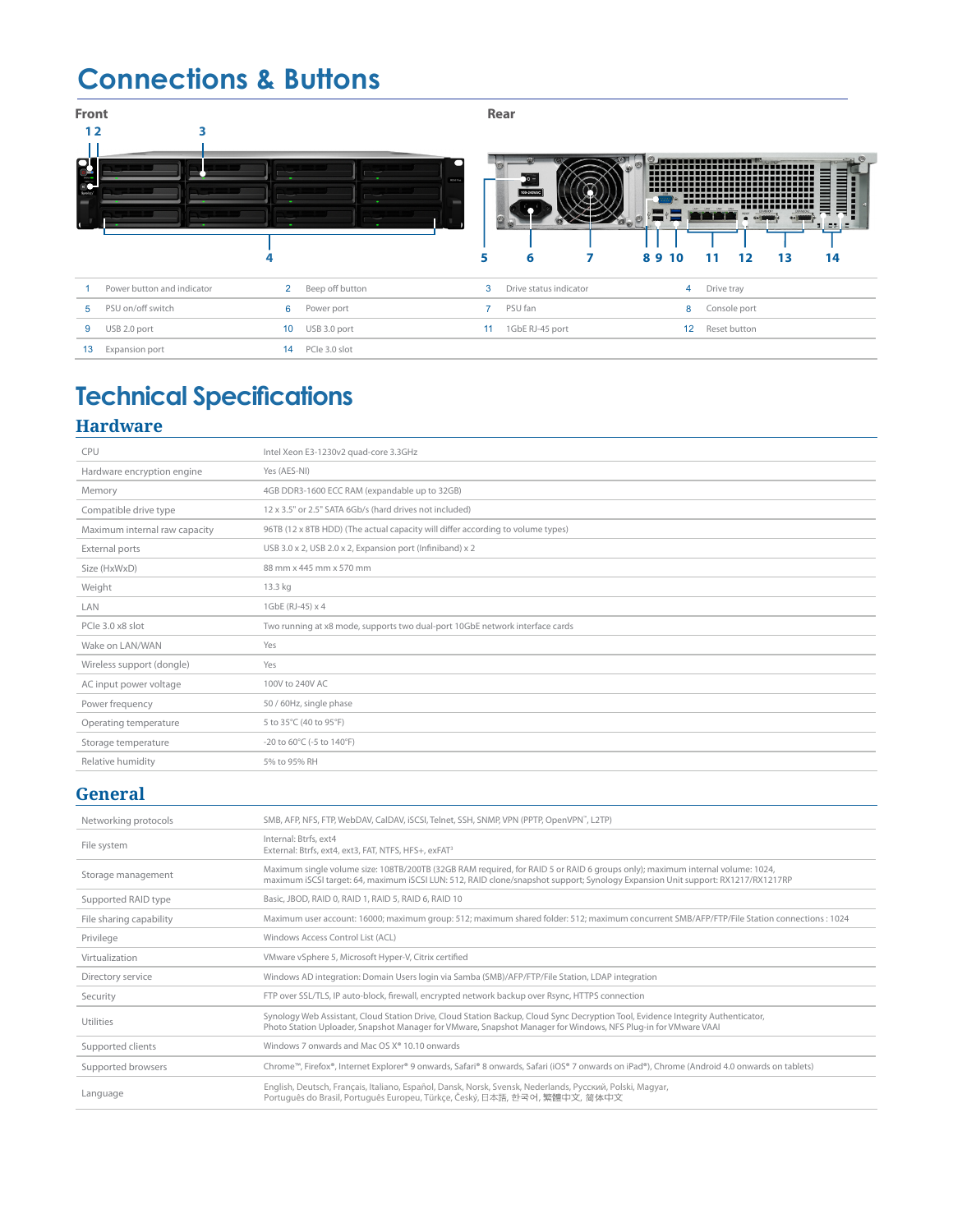# Connections & Buttons

**Front**

**Rear**

| | | | | | | | |
|---|---|---|---|---|---|---|---|
| 1 | Power button and indicator | 2 | Beep off button | 3 | Drive status indicator | 4 | Drive tray |
| 5 | PSU on/off switch | 6 | Power port | 7 | PSU fan | 8 | Console port |
| 9 | USB 2.0 port | 10 | USB 3.0 port | 11 | 1GbE RJ-45 port | 12 | Reset button |
| 13 | Expansion port | 14 | PCIe 3.0 slot | | | | |

# Technical Specifications

## Hardware

| | |
|---|---|
| CPU | Intel Xeon E3-1230v2 quad-core 3.3GHz |
| Hardware encryption engine | Yes (AES-NI) |
| Memory | 4GB DDR3-1600 ECC RAM (expandable up to 32GB) |
| Compatible drive type | 12 x 3.5" or 2.5" SATA 6Gb/s (hard drives not included) |
| Maximum internal raw capacity | 96TB (12 x 8TB HDD) (The actual capacity will differ according to volume types) |
| External ports | USB 3.0 x 2, USB 2.0 x 2, Expansion port (Infiniband) x 2 |
| Size (HxWxD) | 88 mm x 445 mm x 570 mm |
| Weight | 13.3 kg |
| LAN | 1GbE (RJ-45) x 4 |
| PCIe 3.0 x8 slot | Two running at x8 mode, supports two dual-port 10GbE network interface cards |
| Wake on LAN/WAN | Yes |
| Wireless support (dongle) | Yes |
| AC input power voltage | 100V to 240V AC |
| Power frequency | 50 / 60Hz, single phase |
| Operating temperature | 5 to 35°C (40 to 95°F) |
| Storage temperature | -20 to 60°C (-5 to 140°F) |
| Relative humidity | 5% to 95% RH |

## General

| | |
|---|---|
| Networking protocols | SMB, AFP, NFS, FTP, WebDAV, CalDAV, iSCSI, Telnet, SSH, SNMP, VPN (PPTP, OpenVPN™, L2TP) |
| File system | Internal: Btrfs, ext4<br>External: Btrfs, ext4, ext3, FAT, NTFS, HFS+, exFAT[3] |
| Storage management | Maximum single volume size: 108TB/200TB (32GB RAM required, for RAID 5 or RAID 6 groups only); maximum internal volume: 1024, maximum iSCSI target: 64, maximum iSCSI LUN: 512, RAID clone/snapshot support; Synology Expansion Unit support: RX1217/RX1217RP |
| Supported RAID type | Basic, JBOD, RAID 0, RAID 1, RAID 5, RAID 6, RAID 10 |
| File sharing capability | Maximum user account: 16000; maximum group: 512; maximum shared folder: 512; maximum concurrent SMB/AFP/FTP/File Station connections : 1024 |
| Privilege | Windows Access Control List (ACL) |
| Virtualization | VMware vSphere 5, Microsoft Hyper-V, Citrix certified |
| Directory service | Windows AD integration: Domain Users login via Samba (SMB)/AFP/FTP/File Station, LDAP integration |
| Security | FTP over SSL/TLS, IP auto-block, firewall, encrypted network backup over Rsync, HTTPS connection |
| Utilities | Synology Web Assistant, Cloud Station Drive, Cloud Station Backup, Cloud Sync Decryption Tool, Evidence Integrity Authenticator, Photo Station Uploader, Snapshot Manager for VMware, Snapshot Manager for Windows, NFS Plug-in for VMware VAAI |
| Supported clients | Windows 7 onwards and Mac OS X® 10.10 onwards |
| Supported browsers | Chrome™, Firefox®, Internet Explorer® 9 onwards, Safari® 8 onwards, Safari (iOS® 7 onwards on iPad®), Chrome (Android 4.0 onwards on tablets) |
| Language | English, Deutsch, Français, Italiano, Español, Dansk, Norsk, Svensk, Nederlands, Русский, Polski, Magyar, Português do Brasil, Português Europeu, Türkçe, Český, 日本語, 한국어, 繁體中文, 简体中文 |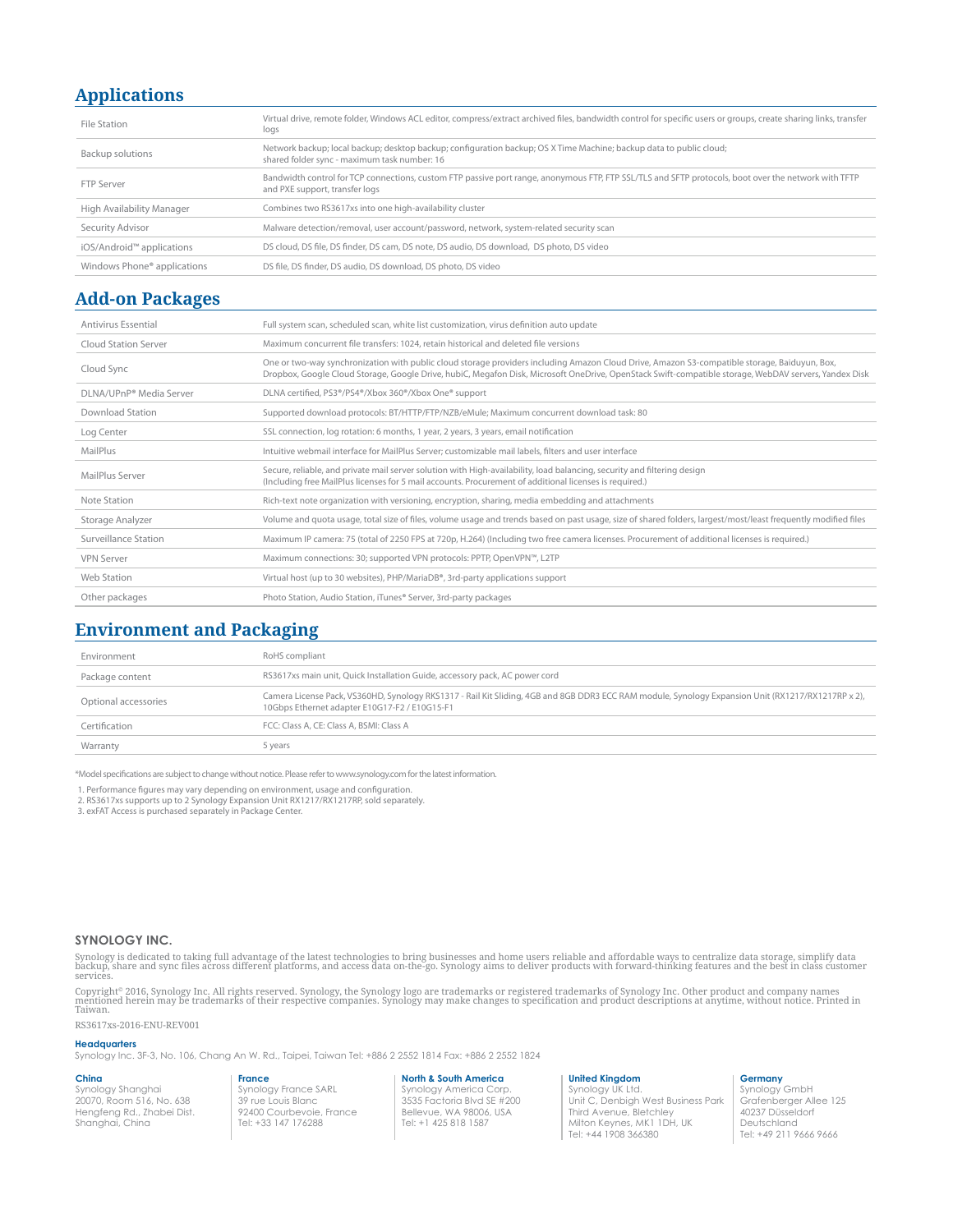## Applications

| | |
|---|---|
| File Station | Virtual drive, remote folder, Windows ACL editor, compress/extract archived files, bandwidth control for specific users or groups, create sharing links, transfer logs |
| Backup solutions | Network backup; local backup; desktop backup; configuration backup; OS X Time Machine; backup data to public cloud; shared folder sync - maximum task number: 16 |
| FTP Server | Bandwidth control for TCP connections, custom FTP passive port range, anonymous FTP, FTP SSL/TLS and SFTP protocols, boot over the network with TFTP and PXE support, transfer logs |
| High Availability Manager | Combines two RS3617xs into one high-availability cluster |
| Security Advisor | Malware detection/removal, user account/password, network, system-related security scan |
| iOS/Android™ applications | DS cloud, DS file, DS finder, DS cam, DS note, DS audio, DS download, DS photo, DS video |
| Windows Phone® applications | DS file, DS finder, DS audio, DS download, DS photo, DS video |

## Add-on Packages

| | |
|---|---|
| Antivirus Essential | Full system scan, scheduled scan, white list customization, virus definition auto update |
| Cloud Station Server | Maximum concurrent file transfers: 1024, retain historical and deleted file versions |
| Cloud Sync | One or two-way synchronization with public cloud storage providers including Amazon Cloud Drive, Amazon S3-compatible storage, Baiduyun, Box, Dropbox, Google Cloud Storage, Google Drive, hubiC, Megafon Disk, Microsoft OneDrive, OpenStack Swift-compatible storage, WebDAV servers, Yandex Disk |
| DLNA/UPnP® Media Server | DLNA certified, PS3®/PS4®/Xbox 360®/Xbox One® support |
| Download Station | Supported download protocols: BT/HTTP/FTP/NZB/eMule; Maximum concurrent download task: 80 |
| Log Center | SSL connection, log rotation: 6 months, 1 year, 2 years, 3 years, email notification |
| MailPlus | Intuitive webmail interface for MailPlus Server; customizable mail labels, filters and user interface |
| MailPlus Server | Secure, reliable, and private mail server solution with High-availability, load balancing, security and filtering design (Including free MailPlus licenses for 5 mail accounts. Procurement of additional licenses is required.) |
| Note Station | Rich-text note organization with versioning, encryption, sharing, media embedding and attachments |
| Storage Analyzer | Volume and quota usage, total size of files, volume usage and trends based on past usage, size of shared folders, largest/most/least frequently modified files |
| Surveillance Station | Maximum IP camera: 75 (total of 2250 FPS at 720p, H.264) (Including two free camera licenses. Procurement of additional licenses is required.) |
| VPN Server | Maximum connections: 30; supported VPN protocols: PPTP, OpenVPN™, L2TP |
| Web Station | Virtual host (up to 30 websites), PHP/MariaDB®, 3rd-party applications support |
| Other packages | Photo Station, Audio Station, iTunes® Server, 3rd-party packages |

## Environment and Packaging

| | |
|---|---|
| Environment | RoHS compliant |
| Package content | RS3617xs main unit, Quick Installation Guide, accessory pack, AC power cord |
| Optional accessories | Camera License Pack, VS360HD, Synology RKS1317 - Rail Kit Sliding, 4GB and 8GB DDR3 ECC RAM module, Synology Expansion Unit (RX1217/RX1217RP x 2), 10Gbps Ethernet adapter E10G17-F2 / E10G15-F1 |
| Certification | FCC: Class A, CE: Class A, BSMI: Class A |
| Warranty | 5 years |

*Model specifications are subject to change without notice. Please refer to www.synology.com for the latest information.

1. Performance figures may vary depending on environment, usage and configuration.
2. RS3617xs supports up to 2 Synology Expansion Unit RX1217/RX1217RP, sold separately.
3. exFAT Access is purchased separately in Package Center.

**SYNOLOGY INC.**

Synology is dedicated to taking full advantage of the latest technologies to bring businesses and home users reliable and affordable ways to centralize data storage, simplify data backup, share and sync files across different platforms, and access data on-the-go. Synology aims to deliver products with forward-thinking features and the best in class customer services.

Copyright© 2016, Synology Inc. All rights reserved. Synology, the Synology logo are trademarks or registered trademarks of Synology Inc. Other product and company names mentioned herein may be trademarks of their respective companies. Synology may make changes to specification and product descriptions at anytime, without notice. Printed in Taiwan.

RS3617xs-2016-ENU-REV001

**Headquarters**
Synology Inc. 3F-3, No. 106, Chang An W. Rd., Taipei, Taiwan Tel: +886 2 2552 1814 Fax: +886 2 2552 1824

**China**
Synology Shanghai
20070, Room 516, No. 638
Hengfeng Rd., Zhabei Dist.
Shanghai, China

**France**
Synology France SARL
39 rue Louis Blanc
92400 Courbevoie, France
Tel: +33 147 176288

**North & South America**
Synology America Corp.
3535 Factoria Blvd SE #200
Bellevue, WA 98006, USA
Tel: +1 425 818 1587

**United Kingdom**
Synology UK Ltd.
Unit C, Denbigh West Business Park
Third Avenue, Bletchley
Milton Keynes, MK1 1DH, UK
Tel: +44 1908 366380

**Germany**
Synology GmbH
Grafenberger Allee 125
40237 Düsseldorf
Deutschland
Tel: +49 211 9666 9666